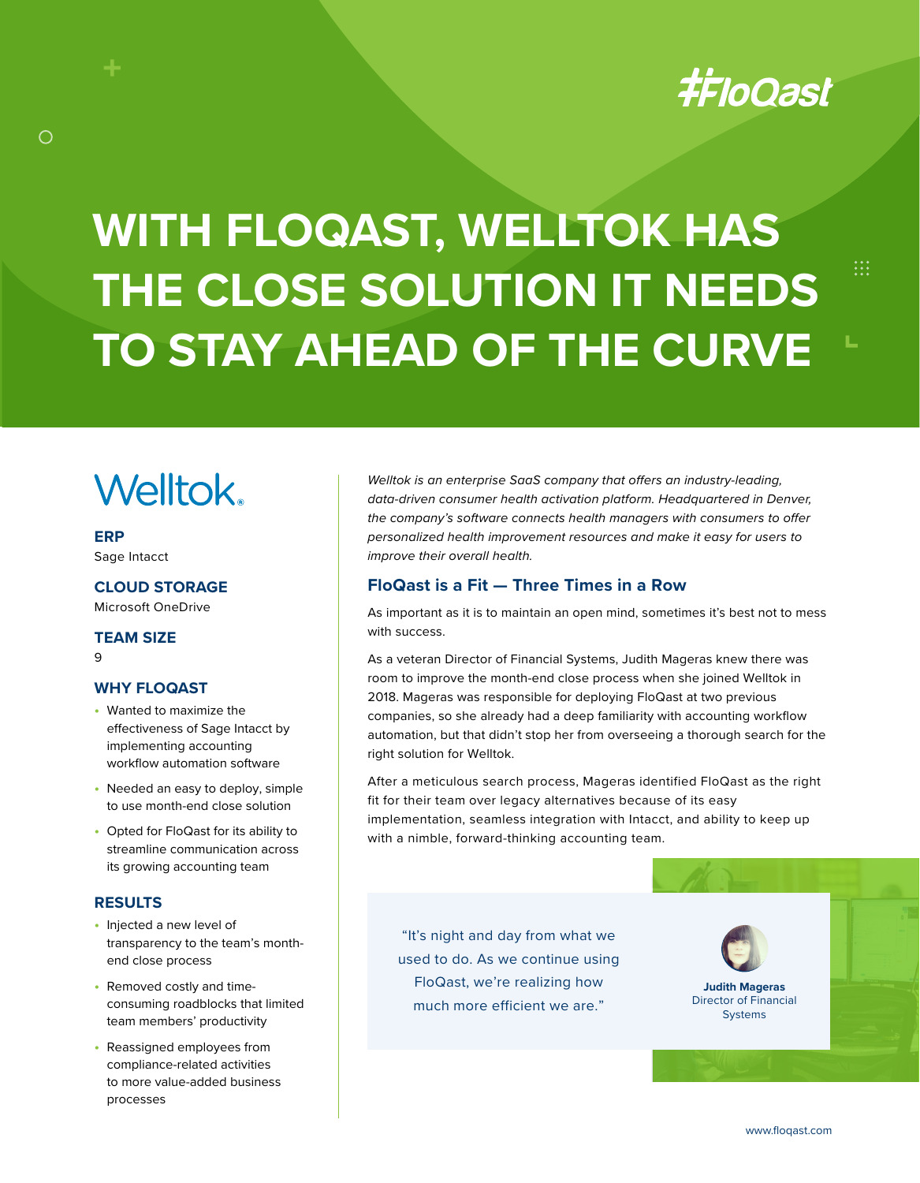# WITH FLOQAST, WELLTOK HAS THE CLOSE SOLUTION IT NEEDS TO STAY AHEAD OF THE CURVE

Welltok

**ERP**

Sage Intacct

**CLOUD STORAGE**

Microsoft OneDrive

**TEAM SIZE**

9

**WHY FLOQAST**

- Wanted to maximize the effectiveness of Sage Intacct by implementing accounting workflow automation software
- Needed an easy to deploy, simple to use month-end close solution
- Opted for FloQast for its ability to streamline communication across its growing accounting team

**RESULTS**

- Injected a new level of transparency to the team's month-end close process
- Removed costly and time-consuming roadblocks that limited team members' productivity
- Reassigned employees from compliance-related activities to more value-added business processes

*Welltok is an enterprise SaaS company that offers an industry-leading, data-driven consumer health activation platform. Headquartered in Denver, the company's software connects health managers with consumers to offer personalized health improvement resources and make it easy for users to improve their overall health.*

## FloQast is a Fit — Three Times in a Row

As important as it is to maintain an open mind, sometimes it's best not to mess with success.

As a veteran Director of Financial Systems, Judith Mageras knew there was room to improve the month-end close process when she joined Welltok in 2018. Mageras was responsible for deploying FloQast at two previous companies, so she already had a deep familiarity with accounting workflow automation, but that didn't stop her from overseeing a thorough search for the right solution for Welltok.

After a meticulous search process, Mageras identified FloQast as the right fit for their team over legacy alternatives because of its easy implementation, seamless integration with Intacct, and ability to keep up with a nimble, forward-thinking accounting team.

> "It's night and day from what we used to do. As we continue using FloQast, we're realizing how much more efficient we are."
>
> **Judith Mageras**
> Director of Financial Systems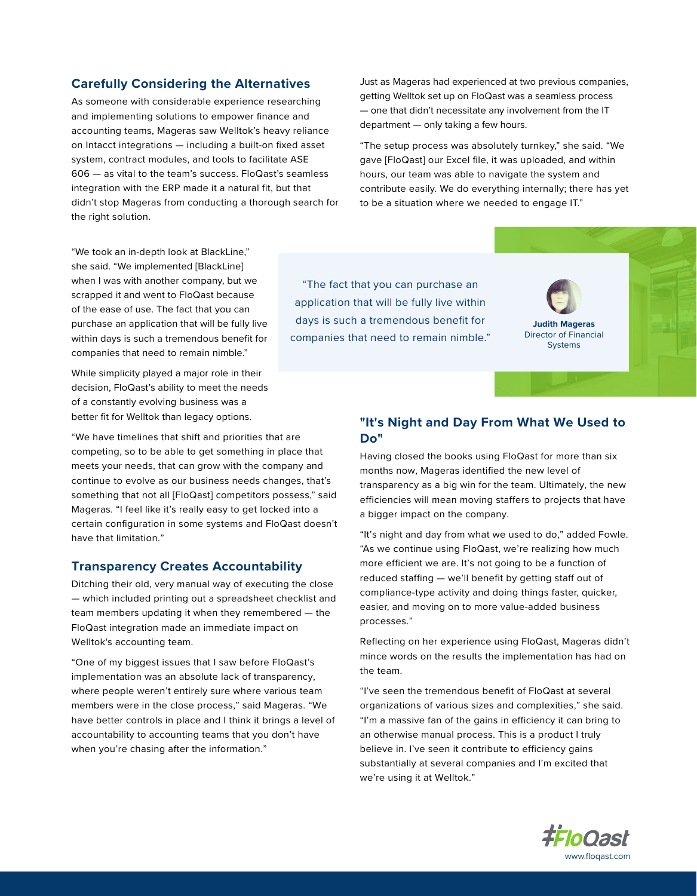## Carefully Considering the Alternatives

As someone with considerable experience researching and implementing solutions to empower finance and accounting teams, Mageras saw Welltok's heavy reliance on Intacct integrations — including a built-on fixed asset system, contract modules, and tools to facilitate ASE 606 — as vital to the team's success. FloQast's seamless integration with the ERP made it a natural fit, but that didn't stop Mageras from conducting a thorough search for the right solution.

"We took an in-depth look at BlackLine," she said. "We implemented [BlackLine] when I was with another company, but we scrapped it and went to FloQast because of the ease of use. The fact that you can purchase an application that will be fully live within days is such a tremendous benefit for companies that need to remain nimble."

While simplicity played a major role in their decision, FloQast's ability to meet the needs of a constantly evolving business was a better fit for Welltok than legacy options.

"We have timelines that shift and priorities that are competing, so to be able to get something in place that meets your needs, that can grow with the company and continue to evolve as our business needs changes, that's something that not all [FloQast] competitors possess," said Mageras. "I feel like it's really easy to get locked into a certain configuration in some systems and FloQast doesn't have that limitation."

## Transparency Creates Accountability

Ditching their old, very manual way of executing the close — which included printing out a spreadsheet checklist and team members updating it when they remembered — the FloQast integration made an immediate impact on Welltok's accounting team.

"One of my biggest issues that I saw before FloQast's implementation was an absolute lack of transparency, where people weren't entirely sure where various team members were in the close process," said Mageras. "We have better controls in place and I think it brings a level of accountability to accounting teams that you don't have when you're chasing after the information."

Just as Mageras had experienced at two previous companies, getting Welltok set up on FloQast was a seamless process — one that didn't necessitate any involvement from the IT department — only taking a few hours.

"The setup process was absolutely turnkey," she said. "We gave [FloQast] our Excel file, it was uploaded, and within hours, our team was able to navigate the system and contribute easily. We do everything internally; there has yet to be a situation where we needed to engage IT."

> "The fact that you can purchase an application that will be fully live within days is such a tremendous benefit for companies that need to remain nimble."
>
> **Judith Mageras**
> Director of Financial Systems

## "It's Night and Day From What We Used to Do"

Having closed the books using FloQast for more than six months now, Mageras identified the new level of transparency as a big win for the team. Ultimately, the new efficiencies will mean moving staffers to projects that have a bigger impact on the company.

"It's night and day from what we used to do," added Fowle. "As we continue using FloQast, we're realizing how much more efficient we are. It's not going to be a function of reduced staffing — we'll benefit by getting staff out of compliance-type activity and doing things faster, quicker, easier, and moving on to more value-added business processes."

Reflecting on her experience using FloQast, Mageras didn't mince words on the results the implementation has had on the team.

"I've seen the tremendous benefit of FloQast at several organizations of various sizes and complexities," she said. "I'm a massive fan of the gains in efficiency it can bring to an otherwise manual process. This is a product I truly believe in. I've seen it contribute to efficiency gains substantially at several companies and I'm excited that we're using it at Welltok."

FloQast
www.floqast.com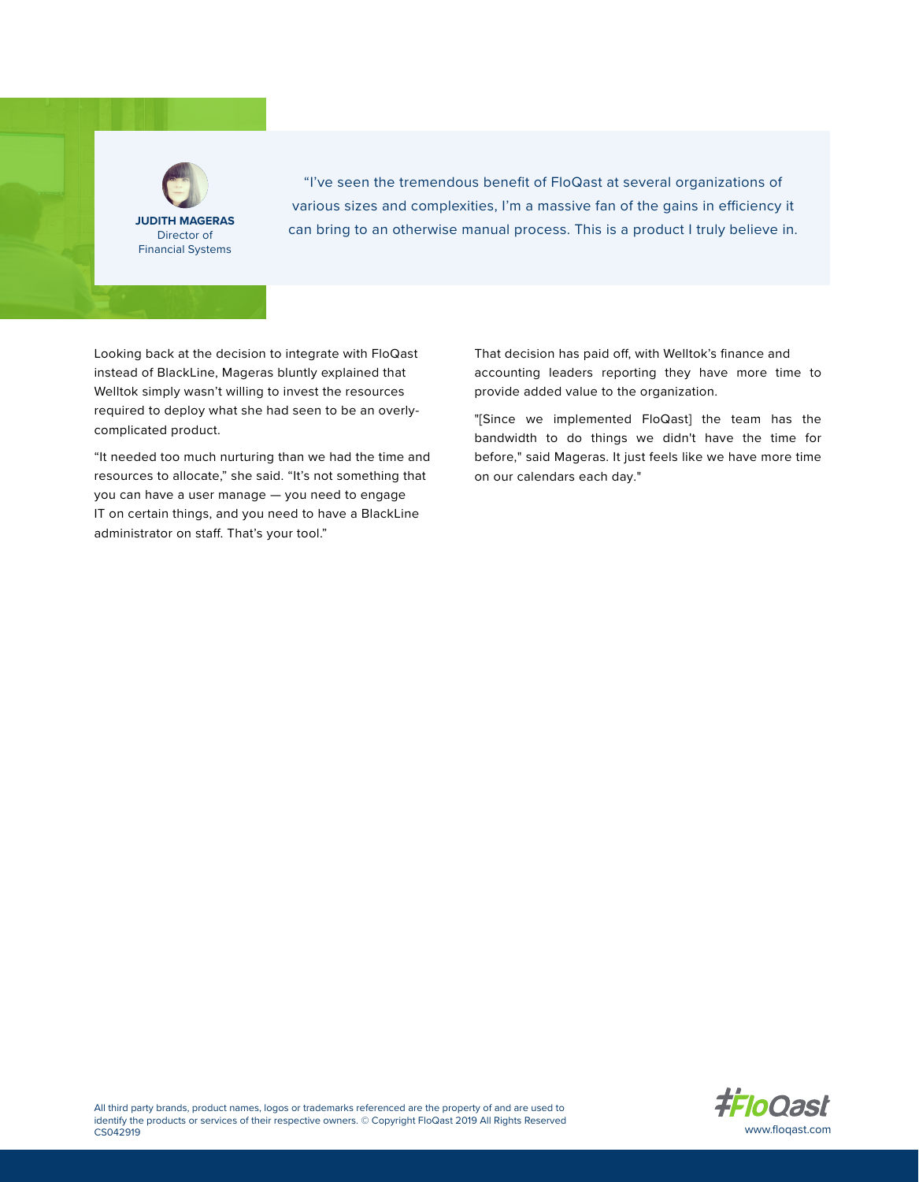**JUDITH MAGERAS**
Director of
Financial Systems

"I've seen the tremendous benefit of FloQast at several organizations of various sizes and complexities, I'm a massive fan of the gains in efficiency it can bring to an otherwise manual process. This is a product I truly believe in.

Looking back at the decision to integrate with FloQast instead of BlackLine, Mageras bluntly explained that Welltok simply wasn't willing to invest the resources required to deploy what she had seen to be an overly-complicated product.

"It needed too much nurturing than we had the time and resources to allocate," she said. "It's not something that you can have a user manage — you need to engage IT on certain things, and you need to have a BlackLine administrator on staff. That's your tool."

That decision has paid off, with Welltok's finance and accounting leaders reporting they have more time to provide added value to the organization.

"[Since we implemented FloQast] the team has the bandwidth to do things we didn't have the time for before," said Mageras. It just feels like we have more time on our calendars each day."

All third party brands, product names, logos or trademarks referenced are the property of and are used to identify the products or services of their respective owners. © Copyright FloQast 2019 All Rights Reserved
CS042919

FloQast
www.floqast.com